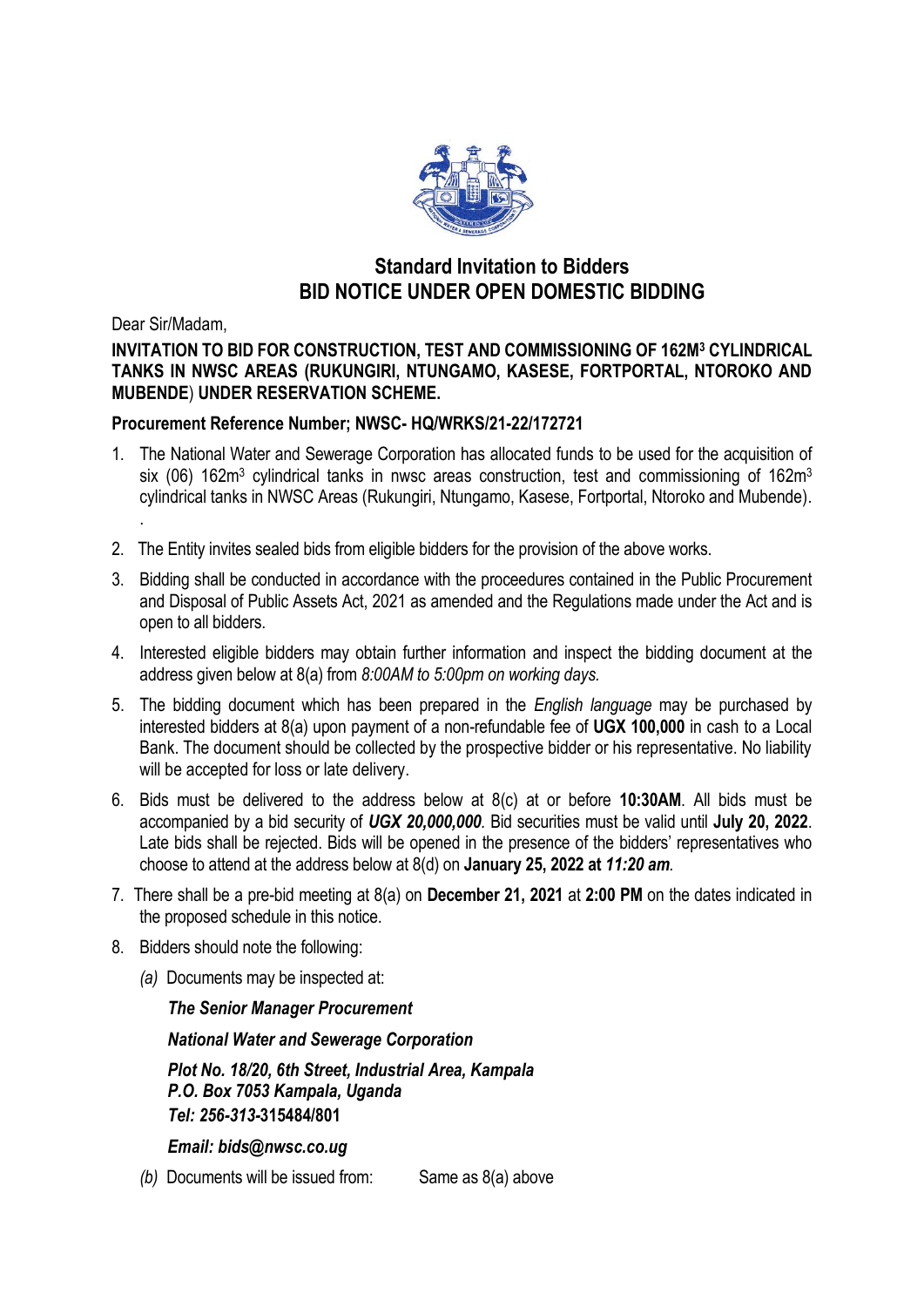## Standard Invitation to Bidders
## BID NOTICE UNDER OPEN DOMESTIC BIDDING

Dear Sir/Madam,

**INVITATION TO BID FOR CONSTRUCTION, TEST AND COMMISSIONING OF 162M$^3$ CYLINDRICAL TANKS IN NWSC AREAS (RUKUNGIRI, NTUNGAMO, KASESE, FORTPORTAL, NTOROKO AND MUBENDE) UNDER RESERVATION SCHEME.**

**Procurement Reference Number; NWSC- HQ/WRKS/21-22/172721**

1. The National Water and Sewerage Corporation has allocated funds to be used for the acquisition of six (06) 162m$^3$ cylindrical tanks in nwsc areas construction, test and commissioning of 162m$^3$ cylindrical tanks in NWSC Areas (Rukungiri, Ntungamo, Kasese, Fortportal, Ntoroko and Mubende).
   .
2. The Entity invites sealed bids from eligible bidders for the provision of the above works.
3. Bidding shall be conducted in accordance with the proceedures contained in the Public Procurement and Disposal of Public Assets Act, 2021 as amended and the Regulations made under the Act and is open to all bidders.
4. Interested eligible bidders may obtain further information and inspect the bidding document at the address given below at 8(a) from *8:00AM to 5:00pm on working days.*
5. The bidding document which has been prepared in the *English language* may be purchased by interested bidders at 8(a) upon payment of a non-refundable fee of **UGX 100,000** in cash to a Local Bank. The document should be collected by the prospective bidder or his representative. No liability will be accepted for loss or late delivery.
6. Bids must be delivered to the address below at 8(c) at or before **10:30AM**. All bids must be accompanied by a bid security of ***UGX 20,000,000***. Bid securities must be valid until **July 20, 2022**. Late bids shall be rejected. Bids will be opened in the presence of the bidders' representatives who choose to attend at the address below at 8(d) on **January 25, 2022 at *11:20 am*.**
7. There shall be a pre-bid meeting at 8(a) on **December 21, 2021** at **2:00 PM** on the dates indicated in the proposed schedule in this notice.
8. Bidders should note the following:

   *(a)* Documents may be inspected at:

   ***The Senior Manager Procurement***

   ***National Water and Sewerage Corporation***

   ***Plot No. 18/20, 6th Street, Industrial Area, Kampala***
   ***P.O. Box 7053 Kampala, Uganda***
   ***Tel: 256-313-315484/801***

   ***Email: bids@nwsc.co.ug***

   *(b)* Documents will be issued from: Same as 8(a) above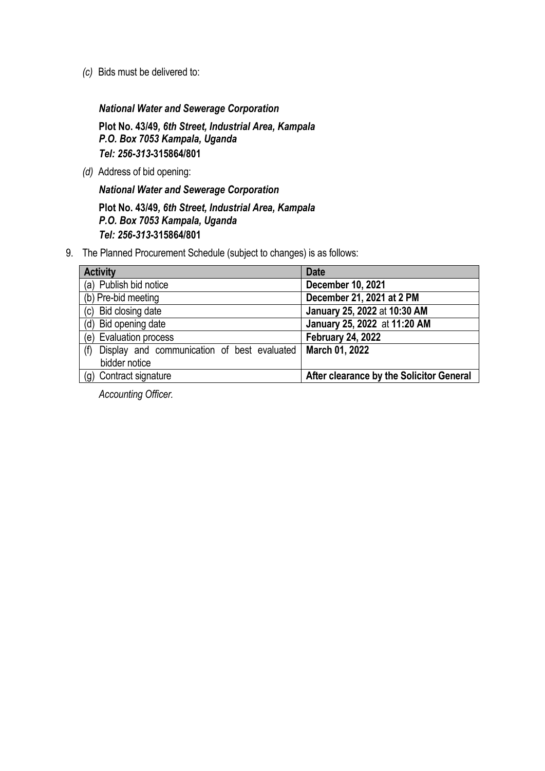*(c)* Bids must be delivered to:

***National Water and Sewerage Corporation***

**Plot No. 43/49*, 6th Street, Industrial Area, Kampala***
***P.O. Box 7053 Kampala, Uganda***
***Tel: 256-313*-315864/801**

*(d)* Address of bid opening:

***National Water and Sewerage Corporation***

**Plot No. 43/49*, 6th Street, Industrial Area, Kampala***
***P.O. Box 7053 Kampala, Uganda***
***Tel: 256-313*-315864/801**

9. The Planned Procurement Schedule (subject to changes) is as follows:

| Activity | Date |
|---|---|
| (a) Publish bid notice | **December 10, 2021** |
| (b) Pre-bid meeting | **December 21, 2021 at 2 PM** |
| (c) Bid closing date | **January 25, 2022** at **10:30 AM** |
| (d) Bid opening date | **January 25, 2022** at **11:20 AM** |
| (e) Evaluation process | **February 24, 2022** |
| (f) Display and communication of best evaluated bidder notice | **March 01, 2022** |
| (g) Contract signature | **After clearance by the Solicitor General** |

*Accounting Officer.*